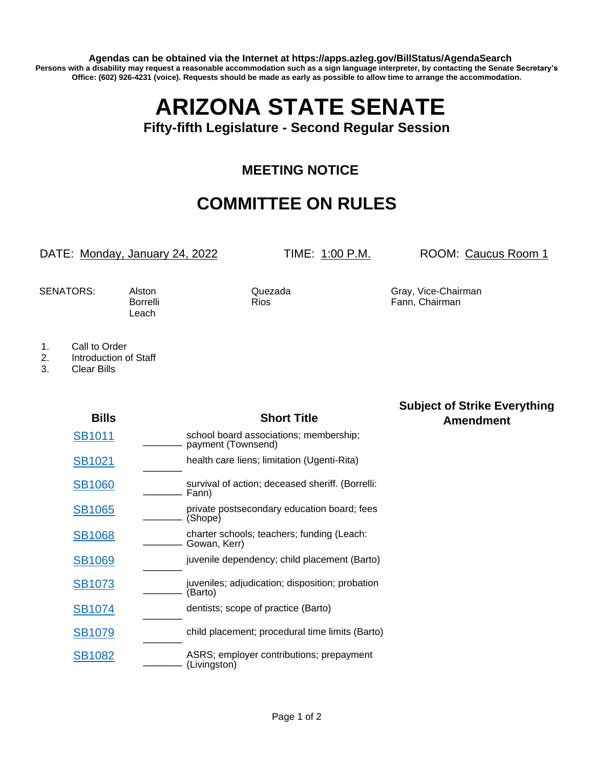**Agendas can be obtained via the Internet at https://apps.azleg.gov/BillStatus/AgendaSearch**

**Persons with a disability may request a reasonable accommodation such as a sign language interpreter, by contacting the Senate Secretary's Office: (602) 926-4231 (voice). Requests should be made as early as possible to allow time to arrange the accommodation.**

# ARIZONA STATE SENATE

### Fifty-fifth Legislature - Second Regular Session

## MEETING NOTICE

## COMMITTEE ON RULES

DATE: Monday, January 24, 2022 TIME: 1:00 P.M. ROOM: Caucus Room 1

SENATORS: Alston, Borrelli, Leach, Quezada, Rios, Gray, Vice-Chairman, Fann, Chairman

1. Call to Order
2. Introduction of Staff
3. Clear Bills

| Bills | | Short Title | Subject of Strike Everything Amendment |
|---|---|---|---|
| SB1011 | ________ | school board associations; membership; payment (Townsend) | |
| SB1021 | ________ | health care liens; limitation (Ugenti-Rita) | |
| SB1060 | ________ | survival of action; deceased sheriff. (Borrelli: Fann) | |
| SB1065 | ________ | private postsecondary education board; fees (Shope) | |
| SB1068 | ________ | charter schools; teachers; funding (Leach: Gowan, Kerr) | |
| SB1069 | ________ | juvenile dependency; child placement (Barto) | |
| SB1073 | ________ | juveniles; adjudication; disposition; probation (Barto) | |
| SB1074 | ________ | dentists; scope of practice (Barto) | |
| SB1079 | ________ | child placement; procedural time limits (Barto) | |
| SB1082 | ________ | ASRS; employer contributions; prepayment (Livingston) | |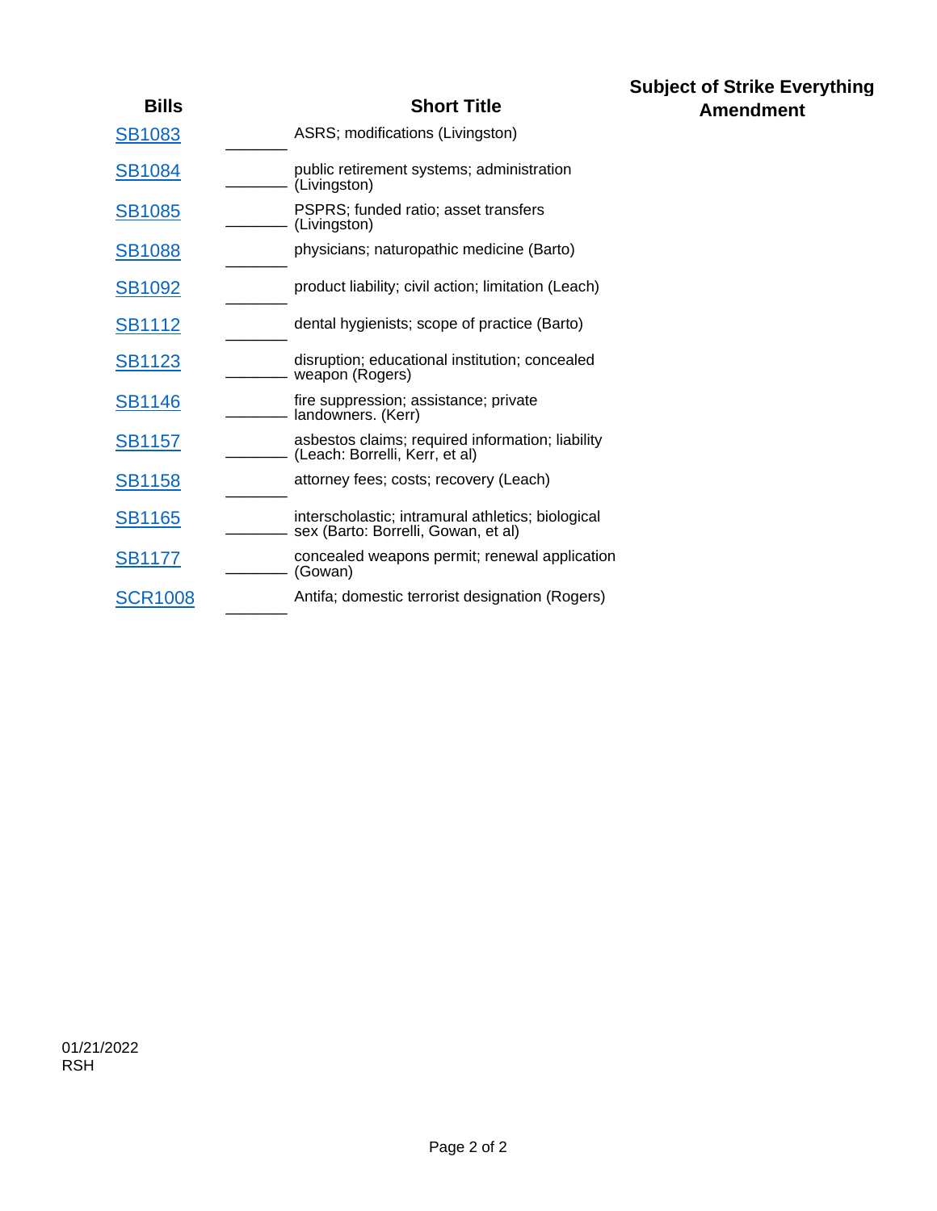| Bills | | Short Title | Subject of Strike Everything Amendment |
|---|---|---|---|
| SB1083 | _______ | ASRS; modifications (Livingston) | |
| SB1084 | _______ | public retirement systems; administration (Livingston) | |
| SB1085 | _______ | PSPRS; funded ratio; asset transfers (Livingston) | |
| SB1088 | _______ | physicians; naturopathic medicine (Barto) | |
| SB1092 | _______ | product liability; civil action; limitation (Leach) | |
| SB1112 | _______ | dental hygienists; scope of practice (Barto) | |
| SB1123 | _______ | disruption; educational institution; concealed weapon (Rogers) | |
| SB1146 | _______ | fire suppression; assistance; private landowners. (Kerr) | |
| SB1157 | _______ | asbestos claims; required information; liability (Leach: Borrelli, Kerr, et al) | |
| SB1158 | _______ | attorney fees; costs; recovery (Leach) | |
| SB1165 | _______ | interscholastic; intramural athletics; biological sex (Barto: Borrelli, Gowan, et al) | |
| SB1177 | _______ | concealed weapons permit; renewal application (Gowan) | |
| SCR1008 | _______ | Antifa; domestic terrorist designation (Rogers) | |

01/21/2022
RSH